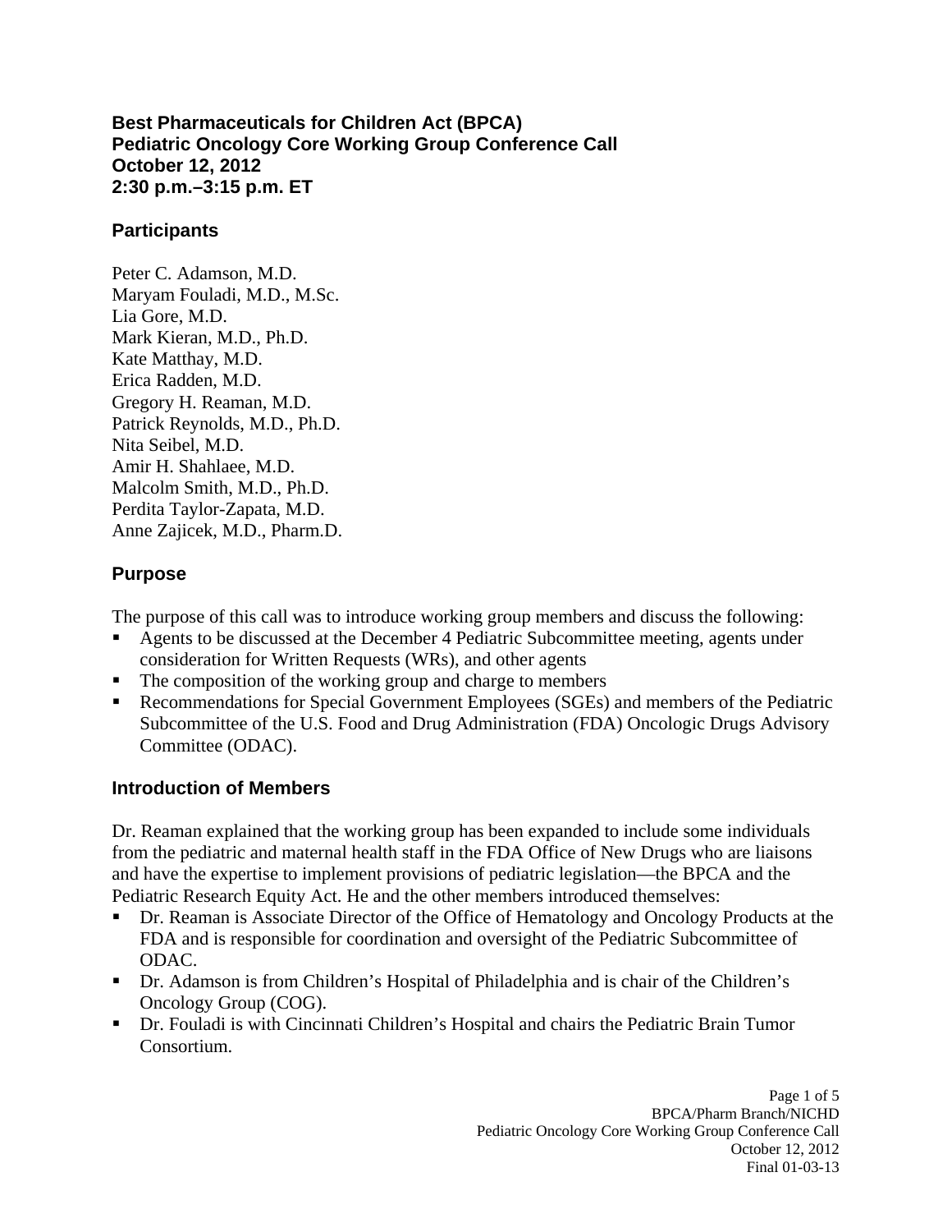# Best Pharmaceuticals for Children Act (BPCA)
# Pediatric Oncology Core Working Group Conference Call
# October 12, 2012
# 2:30 p.m.–3:15 p.m. ET

## Participants

Peter C. Adamson, M.D.
Maryam Fouladi, M.D., M.Sc.
Lia Gore, M.D.
Mark Kieran, M.D., Ph.D.
Kate Matthay, M.D.
Erica Radden, M.D.
Gregory H. Reaman, M.D.
Patrick Reynolds, M.D., Ph.D.
Nita Seibel, M.D.
Amir H. Shahlaee, M.D.
Malcolm Smith, M.D., Ph.D.
Perdita Taylor-Zapata, M.D.
Anne Zajicek, M.D., Pharm.D.

## Purpose

The purpose of this call was to introduce working group members and discuss the following:

- Agents to be discussed at the December 4 Pediatric Subcommittee meeting, agents under consideration for Written Requests (WRs), and other agents
- The composition of the working group and charge to members
- Recommendations for Special Government Employees (SGEs) and members of the Pediatric Subcommittee of the U.S. Food and Drug Administration (FDA) Oncologic Drugs Advisory Committee (ODAC).

## Introduction of Members

Dr. Reaman explained that the working group has been expanded to include some individuals from the pediatric and maternal health staff in the FDA Office of New Drugs who are liaisons and have the expertise to implement provisions of pediatric legislation—the BPCA and the Pediatric Research Equity Act. He and the other members introduced themselves:

- Dr. Reaman is Associate Director of the Office of Hematology and Oncology Products at the FDA and is responsible for coordination and oversight of the Pediatric Subcommittee of ODAC.
- Dr. Adamson is from Children's Hospital of Philadelphia and is chair of the Children's Oncology Group (COG).
- Dr. Fouladi is with Cincinnati Children's Hospital and chairs the Pediatric Brain Tumor Consortium.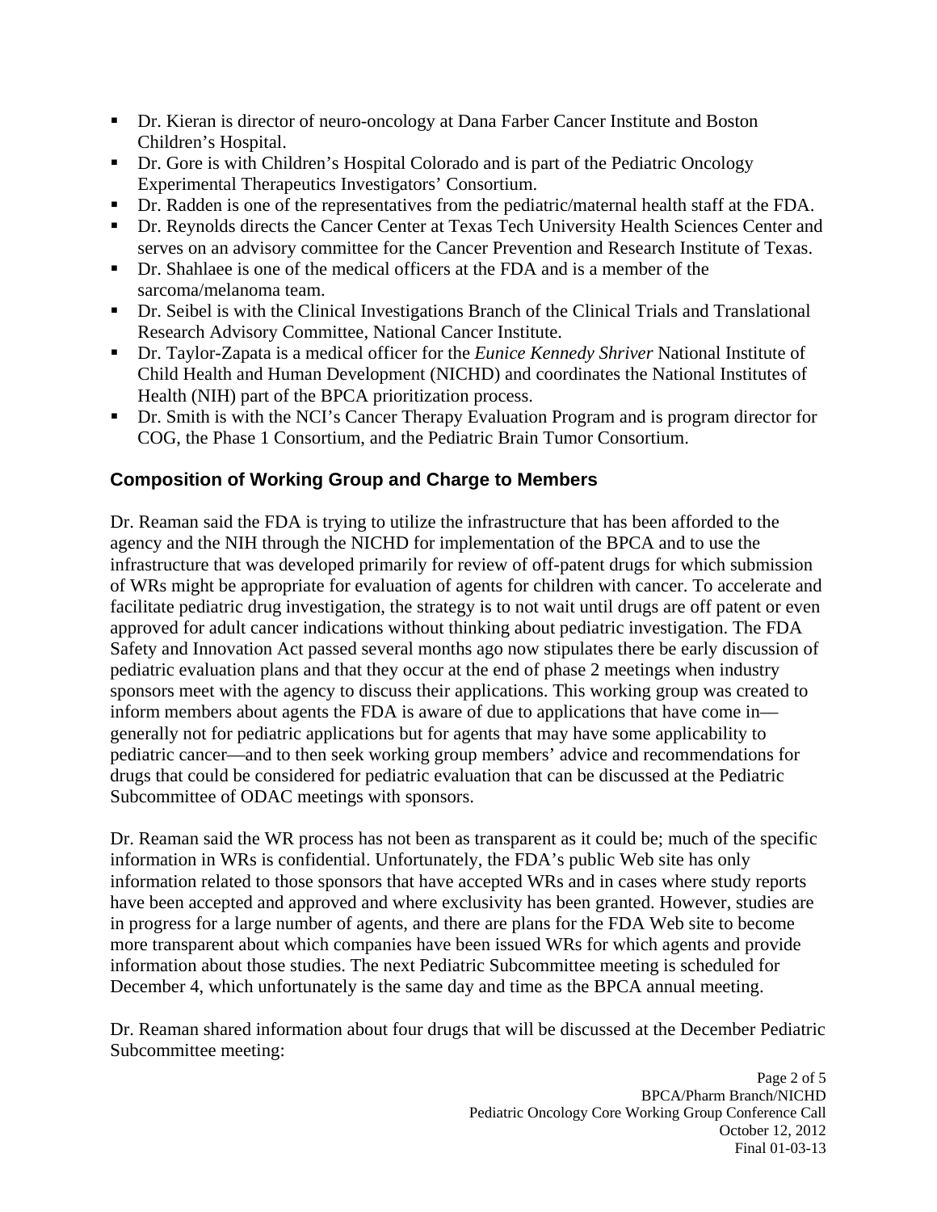- Dr. Kieran is director of neuro-oncology at Dana Farber Cancer Institute and Boston Children's Hospital.
- Dr. Gore is with Children's Hospital Colorado and is part of the Pediatric Oncology Experimental Therapeutics Investigators' Consortium.
- Dr. Radden is one of the representatives from the pediatric/maternal health staff at the FDA.
- Dr. Reynolds directs the Cancer Center at Texas Tech University Health Sciences Center and serves on an advisory committee for the Cancer Prevention and Research Institute of Texas.
- Dr. Shahlaee is one of the medical officers at the FDA and is a member of the sarcoma/melanoma team.
- Dr. Seibel is with the Clinical Investigations Branch of the Clinical Trials and Translational Research Advisory Committee, National Cancer Institute.
- Dr. Taylor-Zapata is a medical officer for the *Eunice Kennedy Shriver* National Institute of Child Health and Human Development (NICHD) and coordinates the National Institutes of Health (NIH) part of the BPCA prioritization process.
- Dr. Smith is with the NCI's Cancer Therapy Evaluation Program and is program director for COG, the Phase 1 Consortium, and the Pediatric Brain Tumor Consortium.

## Composition of Working Group and Charge to Members

Dr. Reaman said the FDA is trying to utilize the infrastructure that has been afforded to the agency and the NIH through the NICHD for implementation of the BPCA and to use the infrastructure that was developed primarily for review of off-patent drugs for which submission of WRs might be appropriate for evaluation of agents for children with cancer. To accelerate and facilitate pediatric drug investigation, the strategy is to not wait until drugs are off patent or even approved for adult cancer indications without thinking about pediatric investigation. The FDA Safety and Innovation Act passed several months ago now stipulates there be early discussion of pediatric evaluation plans and that they occur at the end of phase 2 meetings when industry sponsors meet with the agency to discuss their applications. This working group was created to inform members about agents the FDA is aware of due to applications that have come in—generally not for pediatric applications but for agents that may have some applicability to pediatric cancer—and to then seek working group members' advice and recommendations for drugs that could be considered for pediatric evaluation that can be discussed at the Pediatric Subcommittee of ODAC meetings with sponsors.

Dr. Reaman said the WR process has not been as transparent as it could be; much of the specific information in WRs is confidential. Unfortunately, the FDA's public Web site has only information related to those sponsors that have accepted WRs and in cases where study reports have been accepted and approved and where exclusivity has been granted. However, studies are in progress for a large number of agents, and there are plans for the FDA Web site to become more transparent about which companies have been issued WRs for which agents and provide information about those studies. The next Pediatric Subcommittee meeting is scheduled for December 4, which unfortunately is the same day and time as the BPCA annual meeting.

Dr. Reaman shared information about four drugs that will be discussed at the December Pediatric Subcommittee meeting: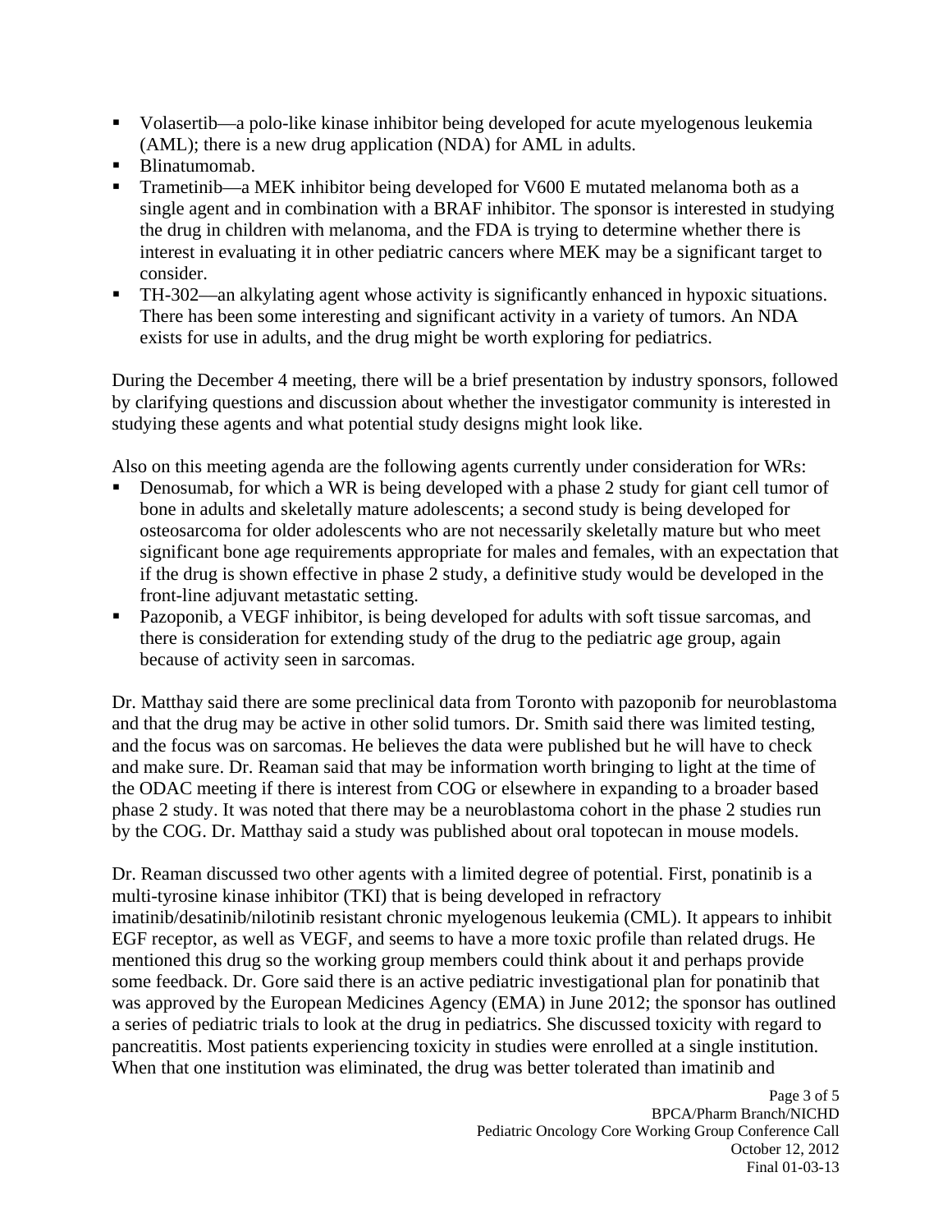- Volasertib—a polo-like kinase inhibitor being developed for acute myelogenous leukemia (AML); there is a new drug application (NDA) for AML in adults.
- Blinatumomab.
- Trametinib—a MEK inhibitor being developed for V600 E mutated melanoma both as a single agent and in combination with a BRAF inhibitor. The sponsor is interested in studying the drug in children with melanoma, and the FDA is trying to determine whether there is interest in evaluating it in other pediatric cancers where MEK may be a significant target to consider.
- TH-302—an alkylating agent whose activity is significantly enhanced in hypoxic situations. There has been some interesting and significant activity in a variety of tumors. An NDA exists for use in adults, and the drug might be worth exploring for pediatrics.

During the December 4 meeting, there will be a brief presentation by industry sponsors, followed by clarifying questions and discussion about whether the investigator community is interested in studying these agents and what potential study designs might look like.

Also on this meeting agenda are the following agents currently under consideration for WRs:

- Denosumab, for which a WR is being developed with a phase 2 study for giant cell tumor of bone in adults and skeletally mature adolescents; a second study is being developed for osteosarcoma for older adolescents who are not necessarily skeletally mature but who meet significant bone age requirements appropriate for males and females, with an expectation that if the drug is shown effective in phase 2 study, a definitive study would be developed in the front-line adjuvant metastatic setting.
- Pazoponib, a VEGF inhibitor, is being developed for adults with soft tissue sarcomas, and there is consideration for extending study of the drug to the pediatric age group, again because of activity seen in sarcomas.

Dr. Matthay said there are some preclinical data from Toronto with pazoponib for neuroblastoma and that the drug may be active in other solid tumors. Dr. Smith said there was limited testing, and the focus was on sarcomas. He believes the data were published but he will have to check and make sure. Dr. Reaman said that may be information worth bringing to light at the time of the ODAC meeting if there is interest from COG or elsewhere in expanding to a broader based phase 2 study. It was noted that there may be a neuroblastoma cohort in the phase 2 studies run by the COG. Dr. Matthay said a study was published about oral topotecan in mouse models.

Dr. Reaman discussed two other agents with a limited degree of potential. First, ponatinib is a multi-tyrosine kinase inhibitor (TKI) that is being developed in refractory imatinib/desatinib/nilotinib resistant chronic myelogenous leukemia (CML). It appears to inhibit EGF receptor, as well as VEGF, and seems to have a more toxic profile than related drugs. He mentioned this drug so the working group members could think about it and perhaps provide some feedback. Dr. Gore said there is an active pediatric investigational plan for ponatinib that was approved by the European Medicines Agency (EMA) in June 2012; the sponsor has outlined a series of pediatric trials to look at the drug in pediatrics. She discussed toxicity with regard to pancreatitis. Most patients experiencing toxicity in studies were enrolled at a single institution. When that one institution was eliminated, the drug was better tolerated than imatinib and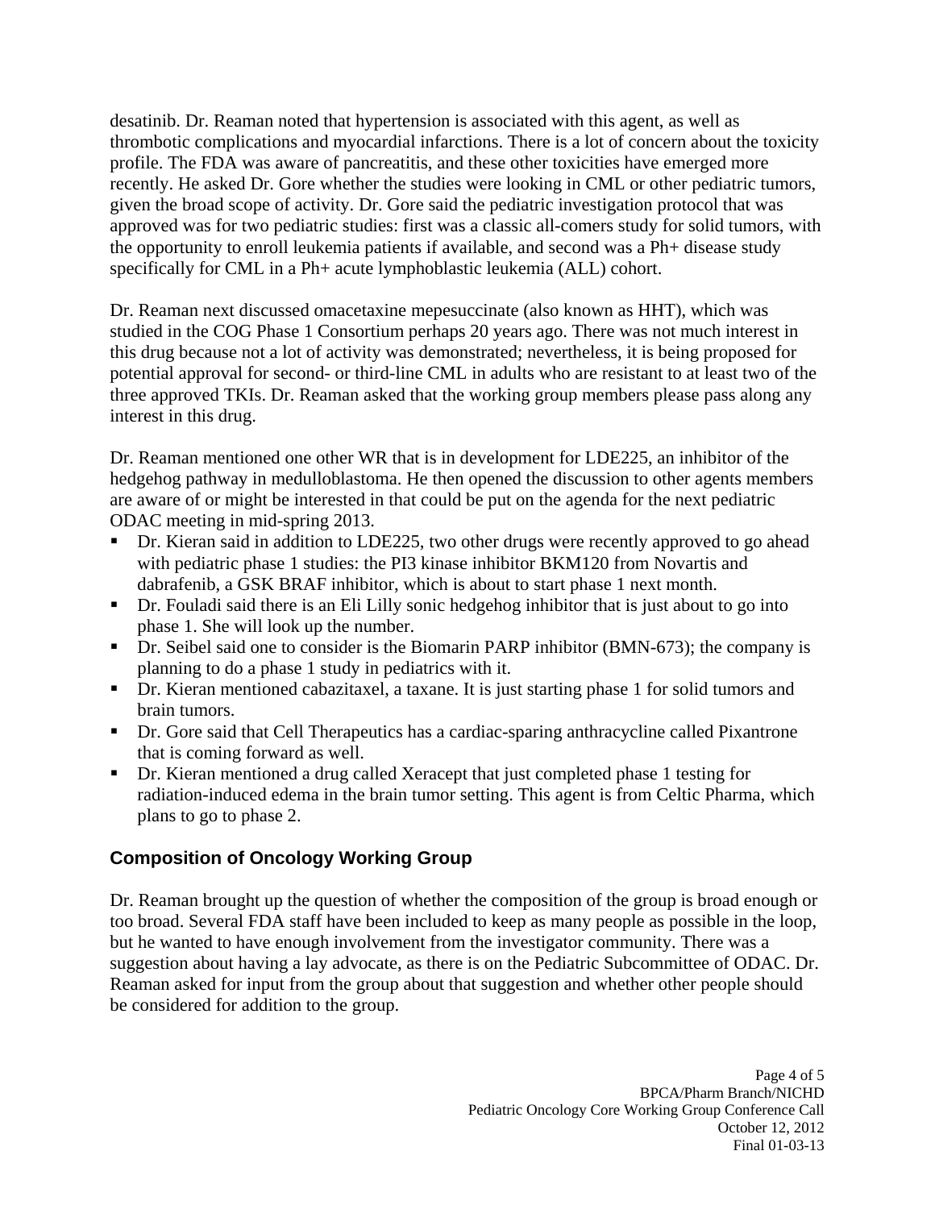desatinib. Dr. Reaman noted that hypertension is associated with this agent, as well as thrombotic complications and myocardial infarctions. There is a lot of concern about the toxicity profile. The FDA was aware of pancreatitis, and these other toxicities have emerged more recently. He asked Dr. Gore whether the studies were looking in CML or other pediatric tumors, given the broad scope of activity. Dr. Gore said the pediatric investigation protocol that was approved was for two pediatric studies: first was a classic all-comers study for solid tumors, with the opportunity to enroll leukemia patients if available, and second was a Ph+ disease study specifically for CML in a Ph+ acute lymphoblastic leukemia (ALL) cohort.

Dr. Reaman next discussed omacetaxine mepesuccinate (also known as HHT), which was studied in the COG Phase 1 Consortium perhaps 20 years ago. There was not much interest in this drug because not a lot of activity was demonstrated; nevertheless, it is being proposed for potential approval for second- or third-line CML in adults who are resistant to at least two of the three approved TKIs. Dr. Reaman asked that the working group members please pass along any interest in this drug.

Dr. Reaman mentioned one other WR that is in development for LDE225, an inhibitor of the hedgehog pathway in medulloblastoma. He then opened the discussion to other agents members are aware of or might be interested in that could be put on the agenda for the next pediatric ODAC meeting in mid-spring 2013.

- Dr. Kieran said in addition to LDE225, two other drugs were recently approved to go ahead with pediatric phase 1 studies: the PI3 kinase inhibitor BKM120 from Novartis and dabrafenib, a GSK BRAF inhibitor, which is about to start phase 1 next month.
- Dr. Fouladi said there is an Eli Lilly sonic hedgehog inhibitor that is just about to go into phase 1. She will look up the number.
- Dr. Seibel said one to consider is the Biomarin PARP inhibitor (BMN-673); the company is planning to do a phase 1 study in pediatrics with it.
- Dr. Kieran mentioned cabazitaxel, a taxane. It is just starting phase 1 for solid tumors and brain tumors.
- Dr. Gore said that Cell Therapeutics has a cardiac-sparing anthracycline called Pixantrone that is coming forward as well.
- Dr. Kieran mentioned a drug called Xeracept that just completed phase 1 testing for radiation-induced edema in the brain tumor setting. This agent is from Celtic Pharma, which plans to go to phase 2.

## Composition of Oncology Working Group

Dr. Reaman brought up the question of whether the composition of the group is broad enough or too broad. Several FDA staff have been included to keep as many people as possible in the loop, but he wanted to have enough involvement from the investigator community. There was a suggestion about having a lay advocate, as there is on the Pediatric Subcommittee of ODAC. Dr. Reaman asked for input from the group about that suggestion and whether other people should be considered for addition to the group.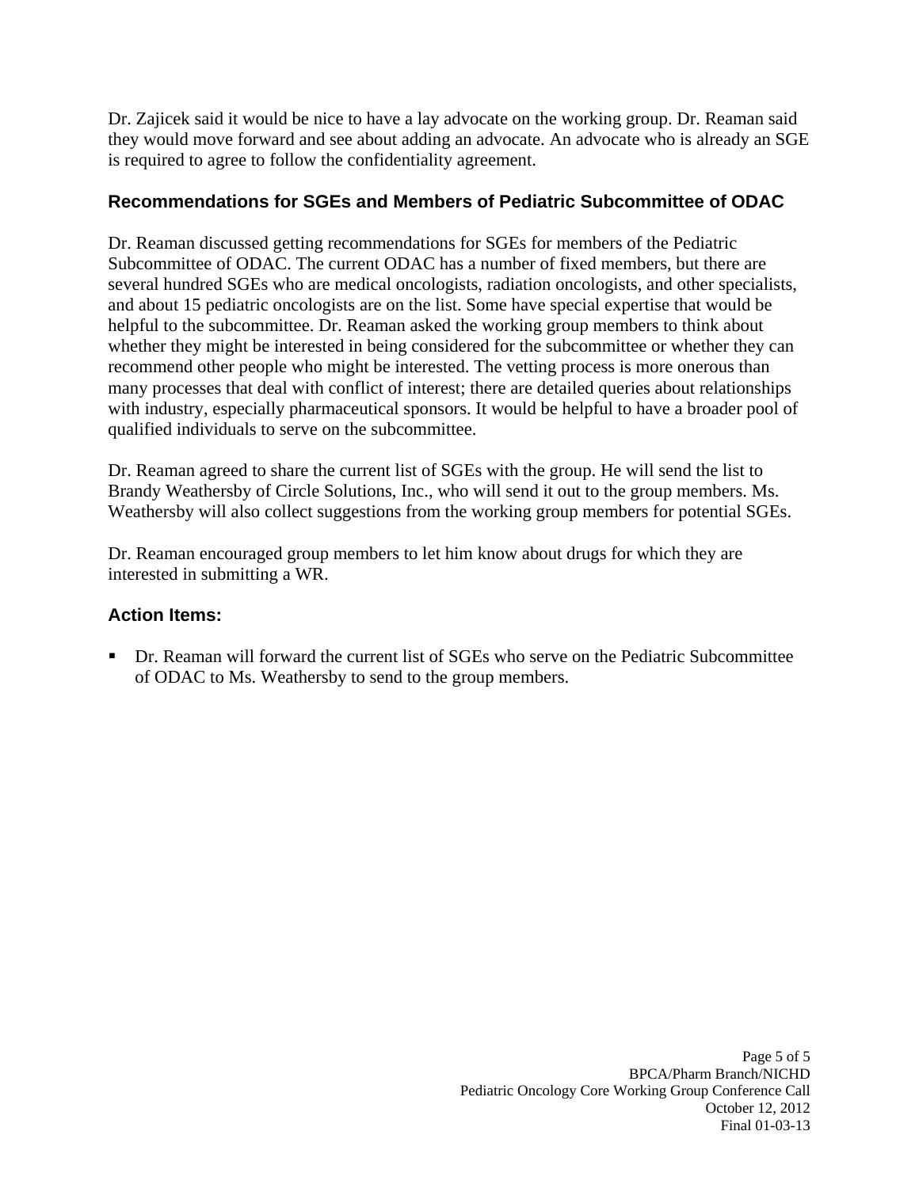Dr. Zajicek said it would be nice to have a lay advocate on the working group. Dr. Reaman said they would move forward and see about adding an advocate. An advocate who is already an SGE is required to agree to follow the confidentiality agreement.

### Recommendations for SGEs and Members of Pediatric Subcommittee of ODAC

Dr. Reaman discussed getting recommendations for SGEs for members of the Pediatric Subcommittee of ODAC. The current ODAC has a number of fixed members, but there are several hundred SGEs who are medical oncologists, radiation oncologists, and other specialists, and about 15 pediatric oncologists are on the list. Some have special expertise that would be helpful to the subcommittee. Dr. Reaman asked the working group members to think about whether they might be interested in being considered for the subcommittee or whether they can recommend other people who might be interested. The vetting process is more onerous than many processes that deal with conflict of interest; there are detailed queries about relationships with industry, especially pharmaceutical sponsors. It would be helpful to have a broader pool of qualified individuals to serve on the subcommittee.

Dr. Reaman agreed to share the current list of SGEs with the group. He will send the list to Brandy Weathersby of Circle Solutions, Inc., who will send it out to the group members. Ms. Weathersby will also collect suggestions from the working group members for potential SGEs.

Dr. Reaman encouraged group members to let him know about drugs for which they are interested in submitting a WR.

### Action Items:

- Dr. Reaman will forward the current list of SGEs who serve on the Pediatric Subcommittee of ODAC to Ms. Weathersby to send to the group members.